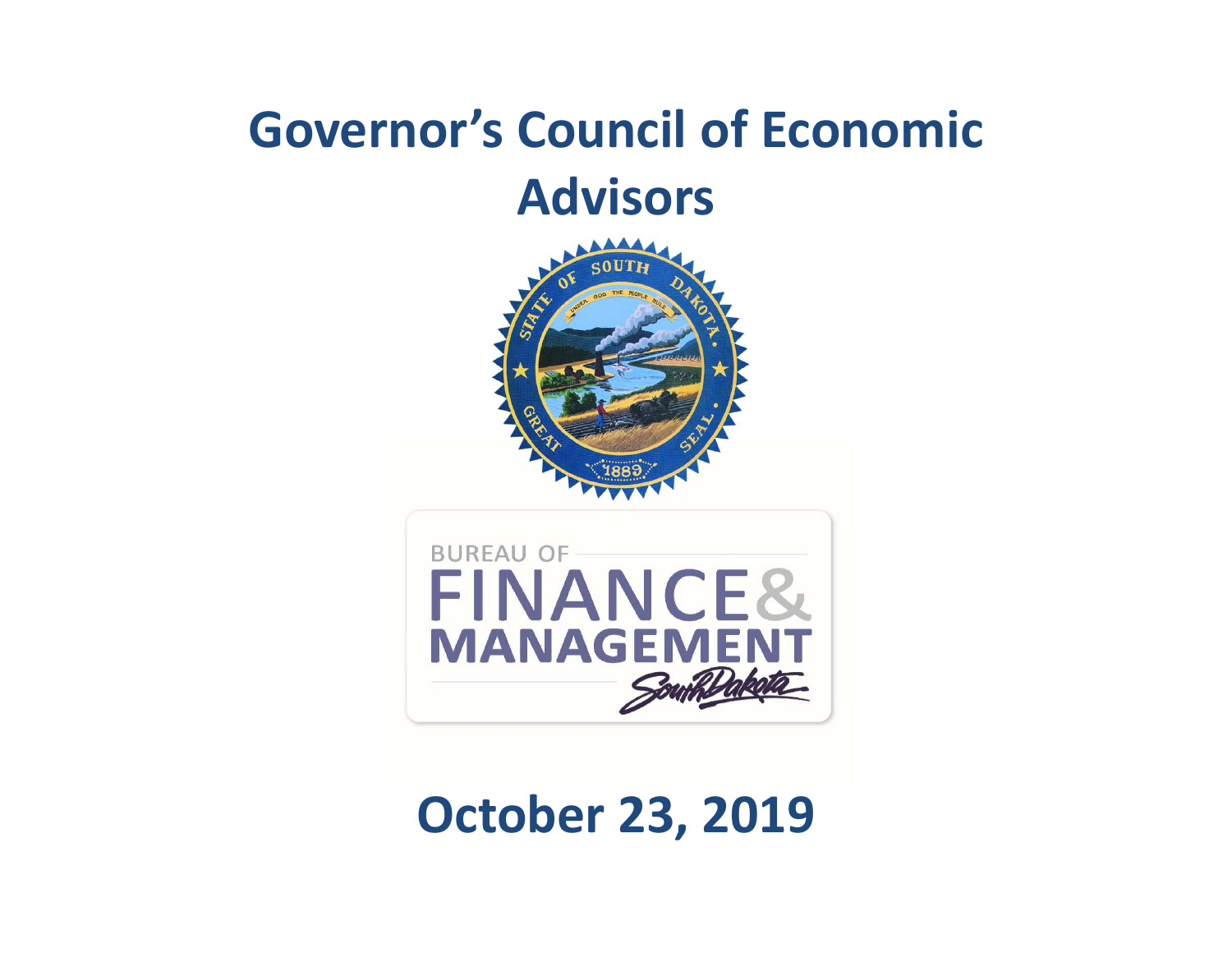# Governor's Council of Economic Advisors

BUREAU OF

FINANCE & MANAGEMENT

South Dakota

## October 23, 2019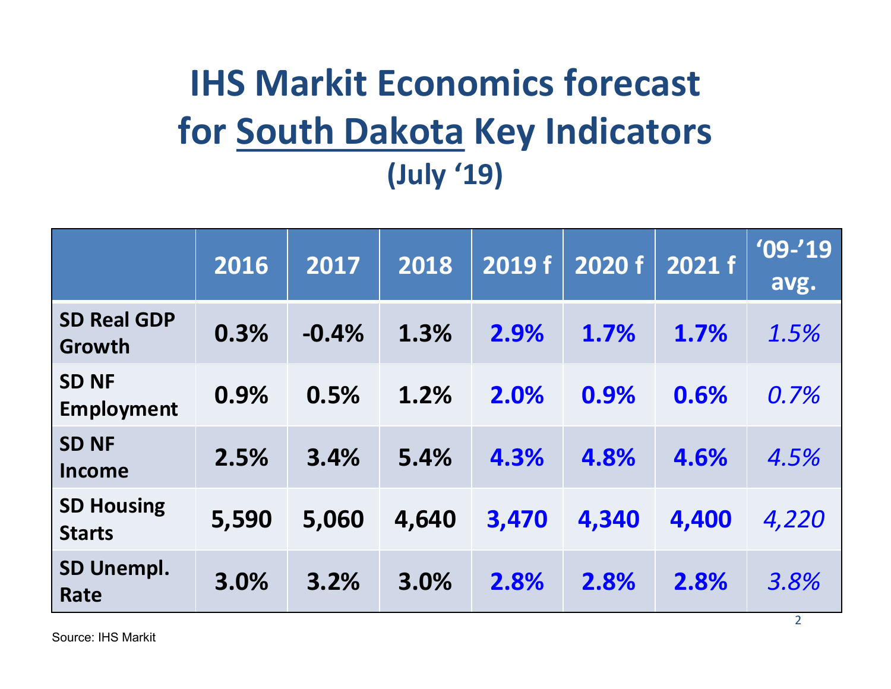# IHS Markit Economics forecast for South Dakota Key Indicators

## (July '19)

| | 2016 | 2017 | 2018 | 2019 f | 2020 f | 2021 f | '09-'19 avg. |
|---|---|---|---|---|---|---|---|
| **SD Real GDP Growth** | **0.3%** | **-0.4%** | **1.3%** | **2.9%** | **1.7%** | **1.7%** | *1.5%* |
| **SD NF Employment** | **0.9%** | **0.5%** | **1.2%** | **2.0%** | **0.9%** | **0.6%** | *0.7%* |
| **SD NF Income** | **2.5%** | **3.4%** | **5.4%** | **4.3%** | **4.8%** | **4.6%** | *4.5%* |
| **SD Housing Starts** | **5,590** | **5,060** | **4,640** | **3,470** | **4,340** | **4,400** | *4,220* |
| **SD Unempl. Rate** | **3.0%** | **3.2%** | **3.0%** | **2.8%** | **2.8%** | **2.8%** | *3.8%* |

Source: IHS Markit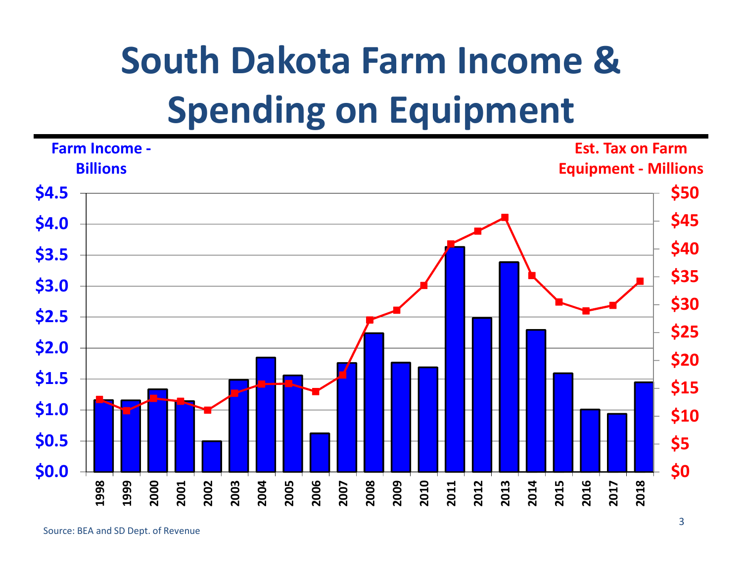# South Dakota Farm Income & Spending on Equipment

Farm Income - Billions

Est. Tax on Farm Equipment - Millions

$4.5
$4.0
$3.5
$3.0
$2.5
$2.0
$1.5
$1.0
$0.5
$0.0

$50
$45
$40
$35
$30
$25
$20
$15
$10
$5
$0

1998 1999 2000 2001 2002 2003 2004 2005 2006 2007 2008 2009 2010 2011 2012 2013 2014 2015 2016 2017 2018

Source: BEA and SD Dept. of Revenue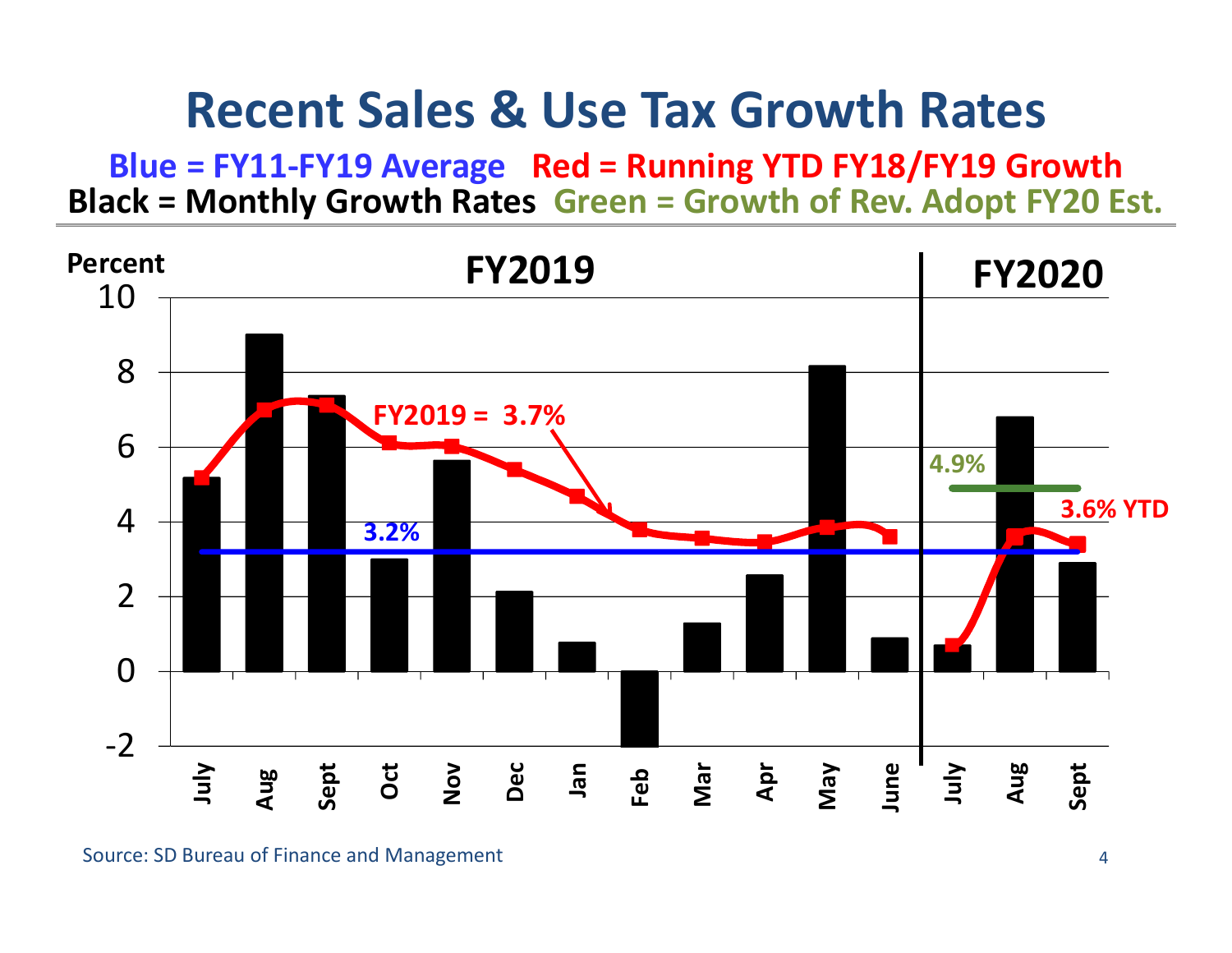# Recent Sales & Use Tax Growth Rates

**Blue = FY11-FY19 Average   Red = Running YTD FY18/FY19 Growth**
**Black = Monthly Growth Rates   Green = Growth of Rev. Adopt FY20 Est.**

Percent

FY2019 | FY2020

FY2019 = 3.7%

3.2%

4.9%

3.6% YTD

July, Aug, Sept, Oct, Nov, Dec, Jan, Feb, Mar, Apr, May, June, July, Aug, Sept

Source: SD Bureau of Finance and Management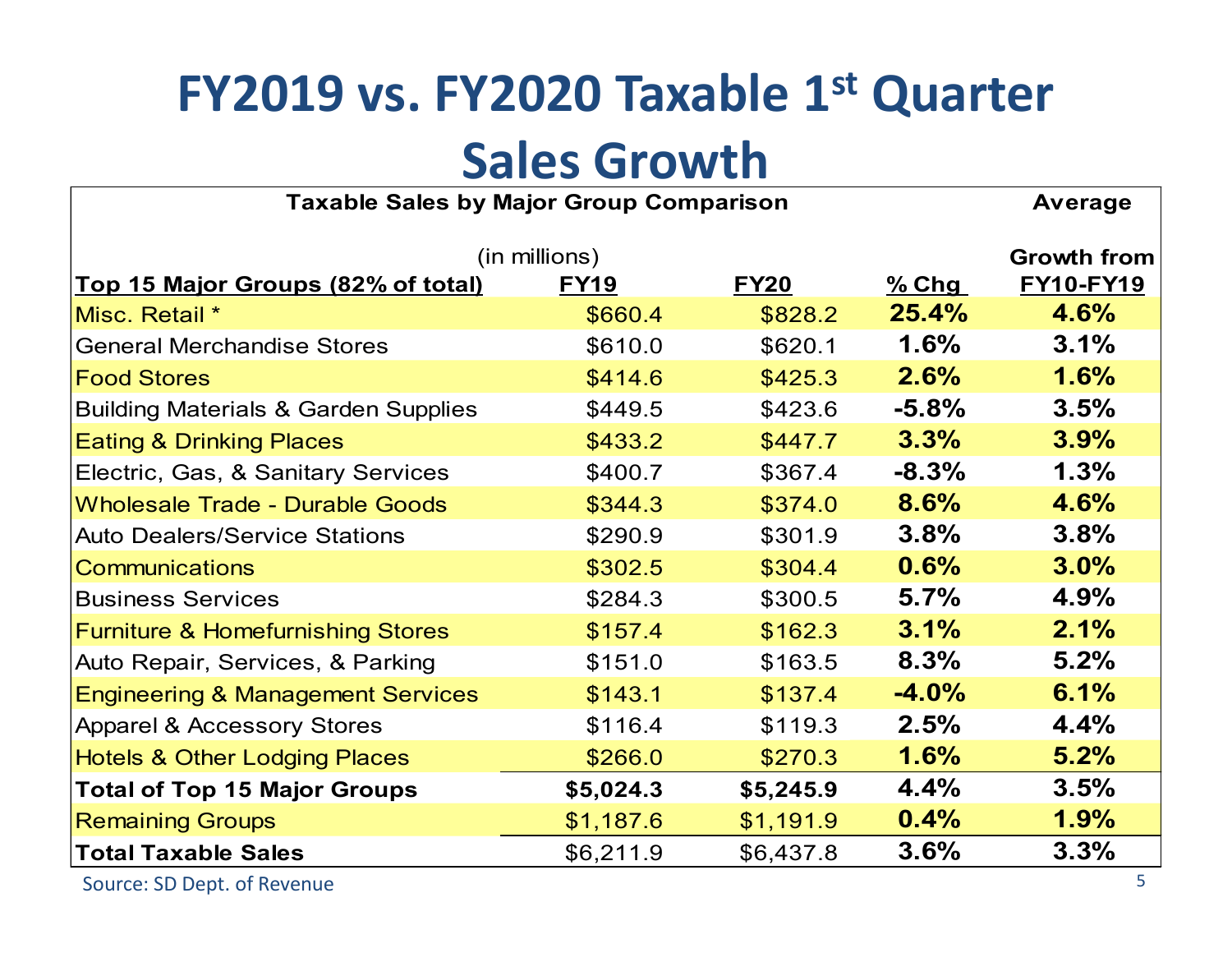# FY2019 vs. FY2020 Taxable 1st Quarter Sales Growth

| Taxable Sales by Major Group Comparison | | | | Average |
|---|---|---|---|---|
| (in millions) | | | | Growth from |
| **Top 15 Major Groups (82% of total)** | **FY19** | **FY20** | **% Chg** | **FY10-FY19** |
| Misc. Retail * | $660.4 | $828.2 | **25.4%** | **4.6%** |
| General Merchandise Stores | $610.0 | $620.1 | **1.6%** | **3.1%** |
| Food Stores | $414.6 | $425.3 | **2.6%** | **1.6%** |
| Building Materials & Garden Supplies | $449.5 | $423.6 | **-5.8%** | **3.5%** |
| Eating & Drinking Places | $433.2 | $447.7 | **3.3%** | **3.9%** |
| Electric, Gas, & Sanitary Services | $400.7 | $367.4 | **-8.3%** | **1.3%** |
| Wholesale Trade - Durable Goods | $344.3 | $374.0 | **8.6%** | **4.6%** |
| Auto Dealers/Service Stations | $290.9 | $301.9 | **3.8%** | **3.8%** |
| Communications | $302.5 | $304.4 | **0.6%** | **3.0%** |
| Business Services | $284.3 | $300.5 | **5.7%** | **4.9%** |
| Furniture & Homefurnishing Stores | $157.4 | $162.3 | **3.1%** | **2.1%** |
| Auto Repair, Services, & Parking | $151.0 | $163.5 | **8.3%** | **5.2%** |
| Engineering & Management Services | $143.1 | $137.4 | **-4.0%** | **6.1%** |
| Apparel & Accessory Stores | $116.4 | $119.3 | **2.5%** | **4.4%** |
| Hotels & Other Lodging Places | $266.0 | $270.3 | **1.6%** | **5.2%** |
| **Total of Top 15 Major Groups** | **$5,024.3** | **$5,245.9** | **4.4%** | **3.5%** |
| Remaining Groups | $1,187.6 | $1,191.9 | **0.4%** | **1.9%** |
| **Total Taxable Sales** | $6,211.9 | $6,437.8 | **3.6%** | **3.3%** |

Source: SD Dept. of Revenue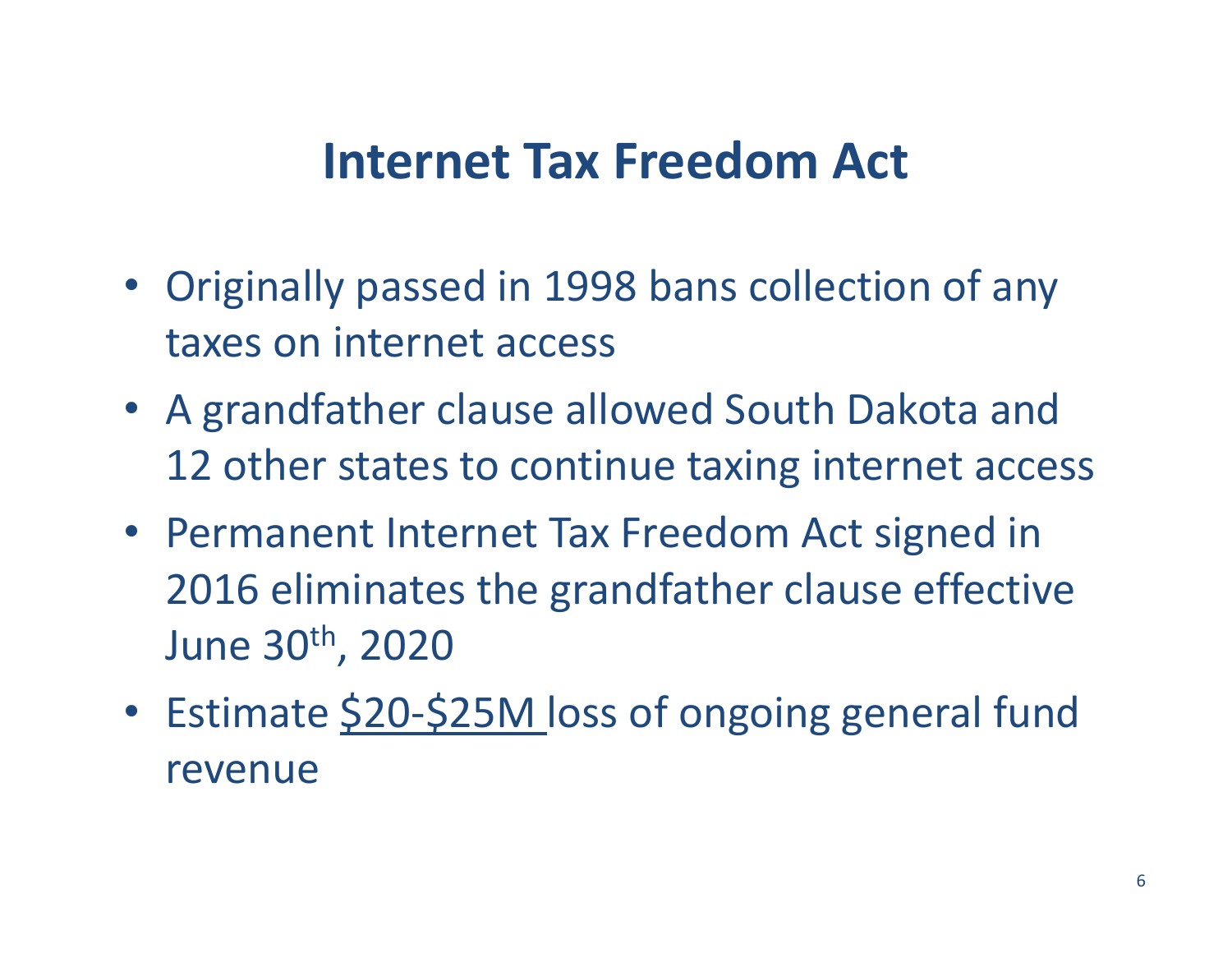# Internet Tax Freedom Act

- Originally passed in 1998 bans collection of any taxes on internet access
- A grandfather clause allowed South Dakota and 12 other states to continue taxing internet access
- Permanent Internet Tax Freedom Act signed in 2016 eliminates the grandfather clause effective June 30th, 2020
- Estimate <u>$20-$25M</u> loss of ongoing general fund revenue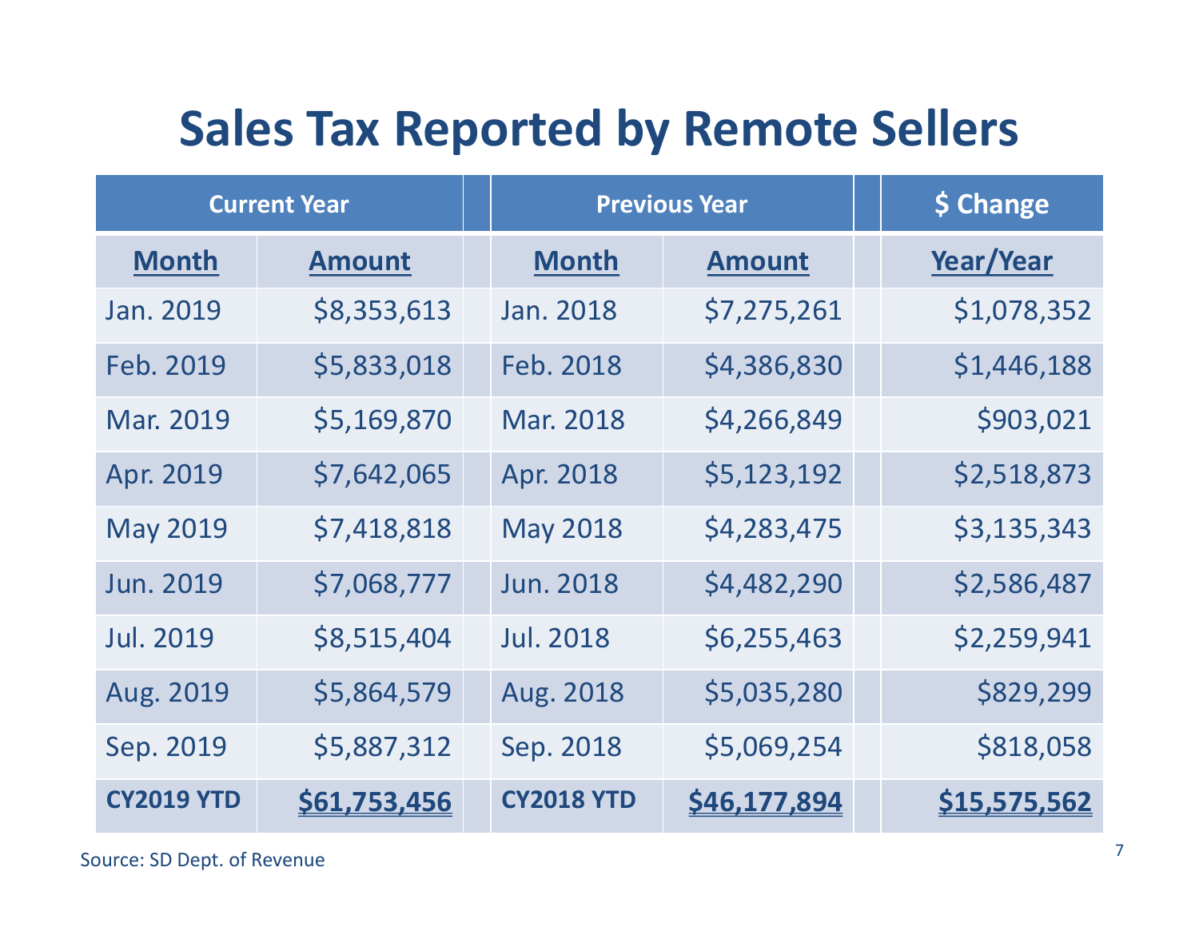# Sales Tax Reported by Remote Sellers

| Current Year | | Previous Year | | $ Change |
|---|---|---|---|---|
| **Month** | **Amount** | **Month** | **Amount** | **Year/Year** |
| Jan. 2019 | $8,353,613 | Jan. 2018 | $7,275,261 | $1,078,352 |
| Feb. 2019 | $5,833,018 | Feb. 2018 | $4,386,830 | $1,446,188 |
| Mar. 2019 | $5,169,870 | Mar. 2018 | $4,266,849 | $903,021 |
| Apr. 2019 | $7,642,065 | Apr. 2018 | $5,123,192 | $2,518,873 |
| May 2019 | $7,418,818 | May 2018 | $4,283,475 | $3,135,343 |
| Jun. 2019 | $7,068,777 | Jun. 2018 | $4,482,290 | $2,586,487 |
| Jul. 2019 | $8,515,404 | Jul. 2018 | $6,255,463 | $2,259,941 |
| Aug. 2019 | $5,864,579 | Aug. 2018 | $5,035,280 | $829,299 |
| Sep. 2019 | $5,887,312 | Sep. 2018 | $5,069,254 | $818,058 |
| **CY2019 YTD** | **$61,753,456** | **CY2018 YTD** | **$46,177,894** | **$15,575,562** |

Source: SD Dept. of Revenue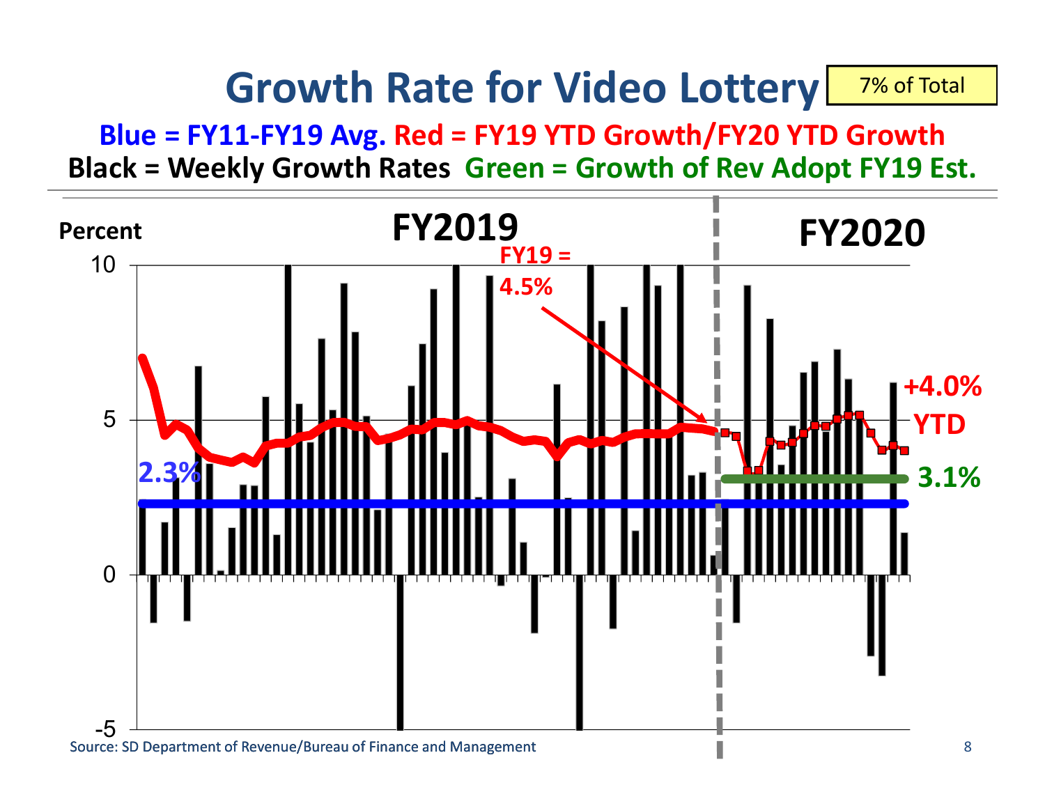# Growth Rate for Video Lottery

7% of Total

**Blue = FY11-FY19 Avg. Red = FY19 YTD Growth/FY20 YTD Growth**

**Black = Weekly Growth Rates Green = Growth of Rev Adopt FY19 Est.**

Percent

FY2019

FY2020

FY19 = 4.5%

+4.0% YTD

2.3%

3.1%

10

5

0

-5

Source: SD Department of Revenue/Bureau of Finance and Management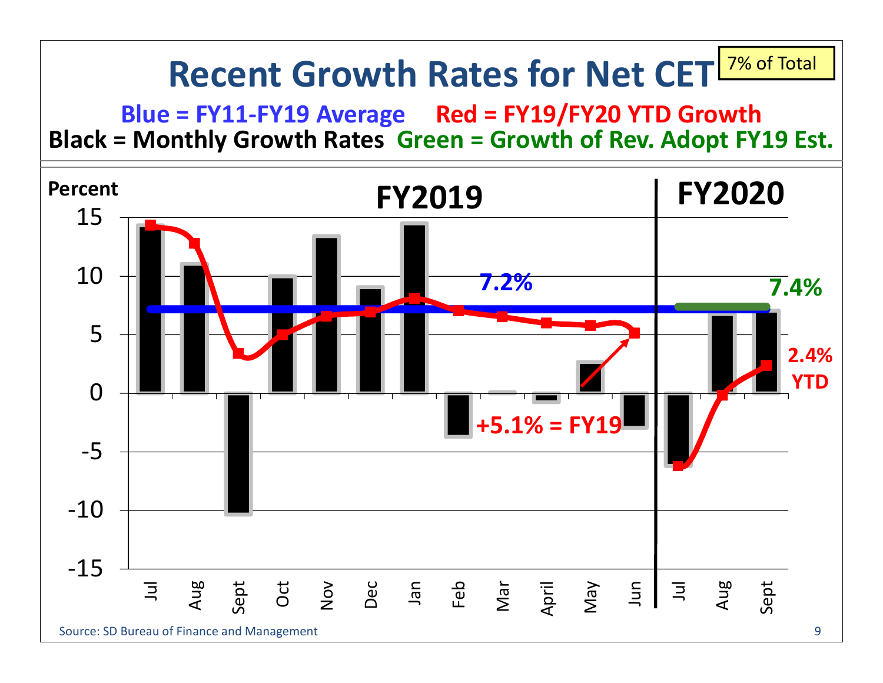# Recent Growth Rates for Net CET

7% of Total

**Blue = FY11-FY19 Average** **Red = FY19/FY20 YTD Growth**
**Black = Monthly Growth Rates** **Green = Growth of Rev. Adopt FY19 Est.**

Percent

FY2019 | FY2020

7.2% | 7.4%

+5.1% = FY19

2.4% YTD

Jul, Aug, Sept, Oct, Nov, Dec, Jan, Feb, Mar, April, May, Jun, Jul, Aug, Sept

Source: SD Bureau of Finance and Management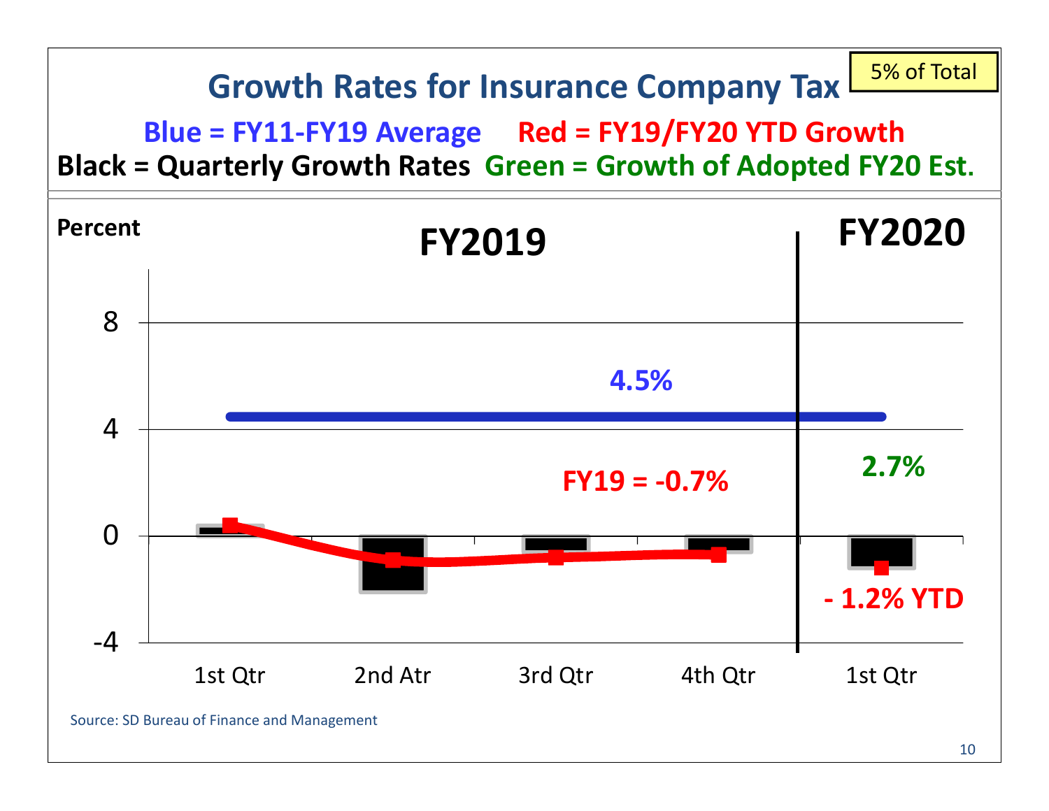# Growth Rates for Insurance Company Tax

5% of Total

**Blue = FY11-FY19 Average** **Red = FY19/FY20 YTD Growth**

**Black = Quarterly Growth Rates** **Green = Growth of Adopted FY20 Est.**

Percent

**FY2019** **FY2020**

4.5%

FY19 = -0.7%

2.7%

- 1.2% YTD

8, 4, 0, -4

1st Qtr | 2nd Atr | 3rd Qtr | 4th Qtr | 1st Qtr

Source: SD Bureau of Finance and Management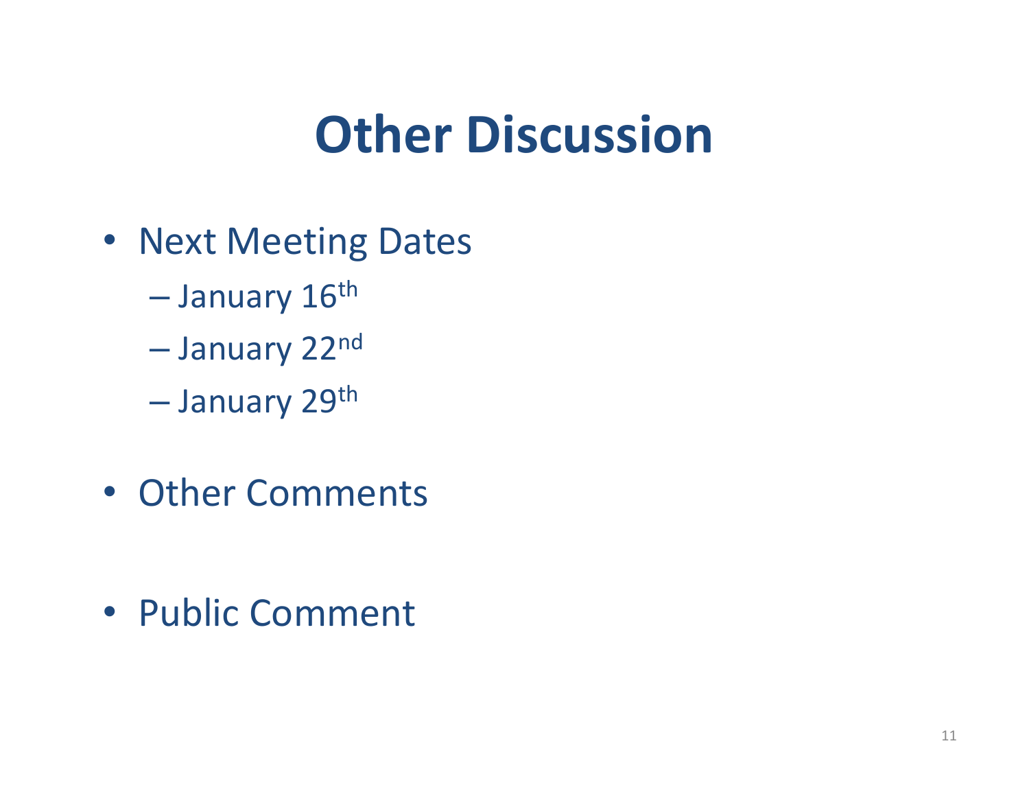# Other Discussion

- Next Meeting Dates
  - January 16th
  - January 22nd
  - January 29th

- Other Comments

- Public Comment